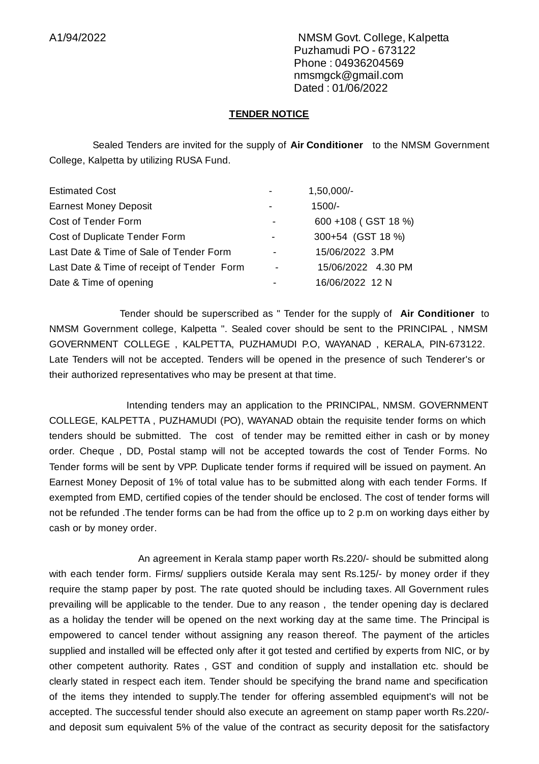A1/94/2022

NMSM Govt. College, Kalpetta
Puzhamudi PO - 673122
Phone : 04936204569
nmsmgck@gmail.com
Dated : 01/06/2022

**TENDER NOTICE**

Sealed Tenders are invited for the supply of **Air Conditioner** to the NMSM Government College, Kalpetta by utilizing RUSA Fund.

| | | |
|---|---|---|
| Estimated Cost | - | 1,50,000/- |
| Earnest Money Deposit | - | 1500/- |
| Cost of Tender Form | - | 600 +108 ( GST 18 %) |
| Cost of Duplicate Tender Form | - | 300+54 (GST 18 %) |
| Last Date & Time of Sale of Tender Form | - | 15/06/2022 3.PM |
| Last Date & Time of receipt of Tender Form | - | 15/06/2022 4.30 PM |
| Date & Time of opening | - | 16/06/2022 12 N |

Tender should be superscribed as " Tender for the supply of **Air Conditioner** to NMSM Government college, Kalpetta ". Sealed cover should be sent to the PRINCIPAL , NMSM GOVERNMENT COLLEGE , KALPETTA, PUZHAMUDI P.O, WAYANAD , KERALA, PIN-673122. Late Tenders will not be accepted. Tenders will be opened in the presence of such Tenderer's or their authorized representatives who may be present at that time.

Intending tenders may an application to the PRINCIPAL, NMSM. GOVERNMENT COLLEGE, KALPETTA , PUZHAMUDI (PO), WAYANAD obtain the requisite tender forms on which tenders should be submitted. The cost of tender may be remitted either in cash or by money order. Cheque , DD, Postal stamp will not be accepted towards the cost of Tender Forms. No Tender forms will be sent by VPP. Duplicate tender forms if required will be issued on payment. An Earnest Money Deposit of 1% of total value has to be submitted along with each tender Forms. If exempted from EMD, certified copies of the tender should be enclosed. The cost of tender forms will not be refunded .The tender forms can be had from the office up to 2 p.m on working days either by cash or by money order.

An agreement in Kerala stamp paper worth Rs.220/- should be submitted along with each tender form. Firms/ suppliers outside Kerala may sent Rs.125/- by money order if they require the stamp paper by post. The rate quoted should be including taxes. All Government rules prevailing will be applicable to the tender. Due to any reason , the tender opening day is declared as a holiday the tender will be opened on the next working day at the same time. The Principal is empowered to cancel tender without assigning any reason thereof. The payment of the articles supplied and installed will be effected only after it got tested and certified by experts from NIC, or by other competent authority. Rates , GST and condition of supply and installation etc. should be clearly stated in respect each item. Tender should be specifying the brand name and specification of the items they intended to supply.The tender for offering assembled equipment's will not be accepted. The successful tender should also execute an agreement on stamp paper worth Rs.220/- and deposit sum equivalent 5% of the value of the contract as security deposit for the satisfactory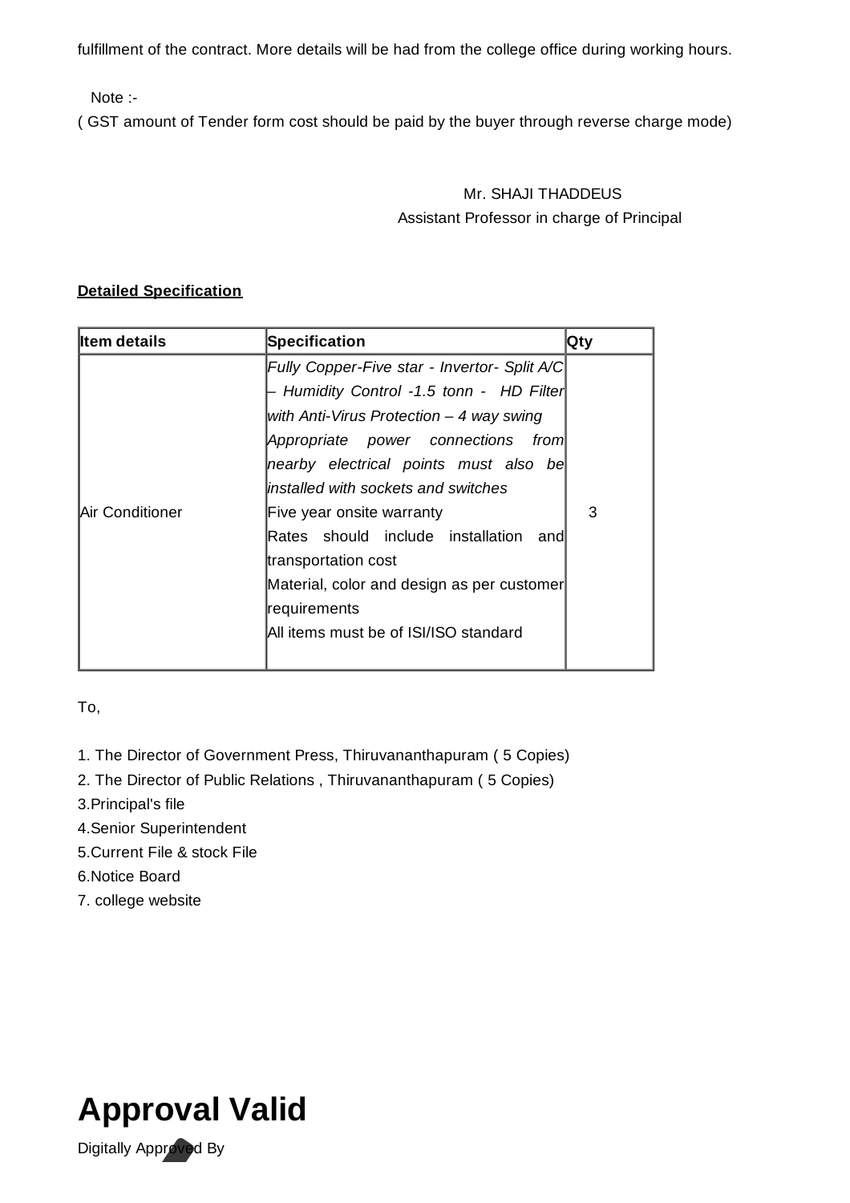fulfillment of the contract. More details will be had from the college office during working hours.

Note :-

( GST amount of Tender form cost should be paid by the buyer through reverse charge mode)

Mr. SHAJI THADDEUS

Assistant Professor in charge of Principal

**Detailed Specification**

| Item details | Specification | Qty |
|---|---|---|
| Air Conditioner | *Fully Copper-Five star - Invertor- Split A/C – Humidity Control -1.5 tonn - HD Filter with Anti-Virus Protection – 4 way swing Appropriate power connections from nearby electrical points must also be installed with sockets and switches* Five year onsite warranty Rates should include installation and transportation cost Material, color and design as per customer requirements All items must be of ISI/ISO standard | 3 |

To,

1. The Director of Government Press, Thiruvananthapuram ( 5 Copies)
2. The Director of Public Relations , Thiruvananthapuram ( 5 Copies)
3. Principal's file
4. Senior Superintendent
5. Current File & stock File
6. Notice Board
7. college website

# Approval Valid

Digitally Approved By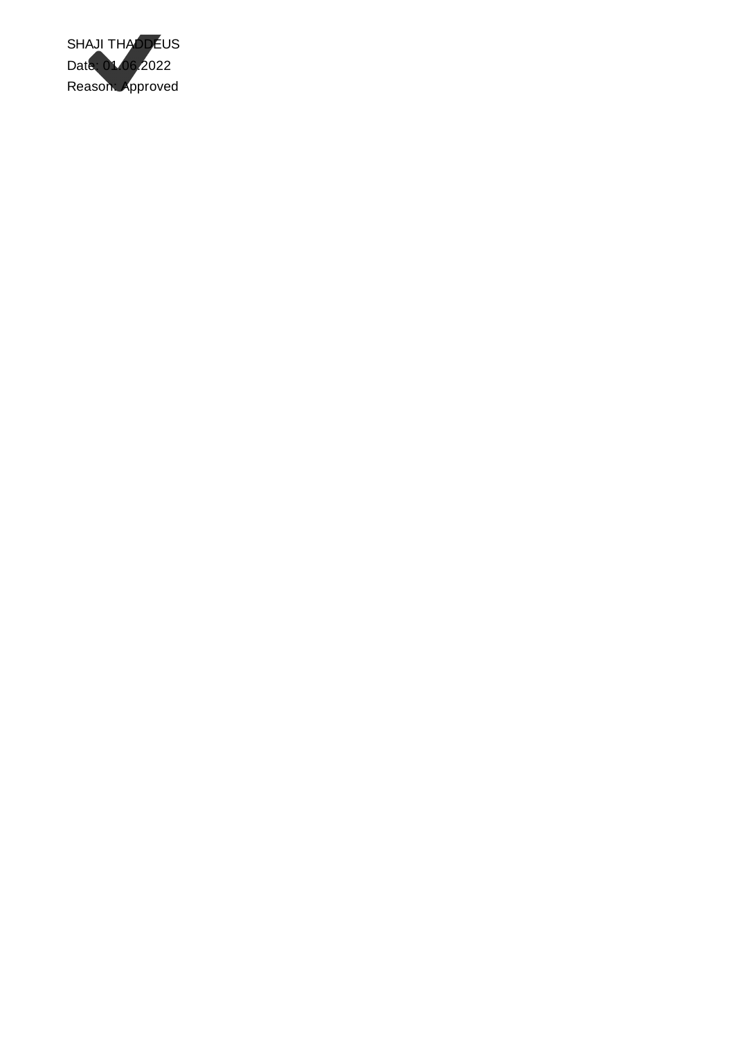SHAJI THADDEUS

Date: 01.06.2022

Reason: Approved